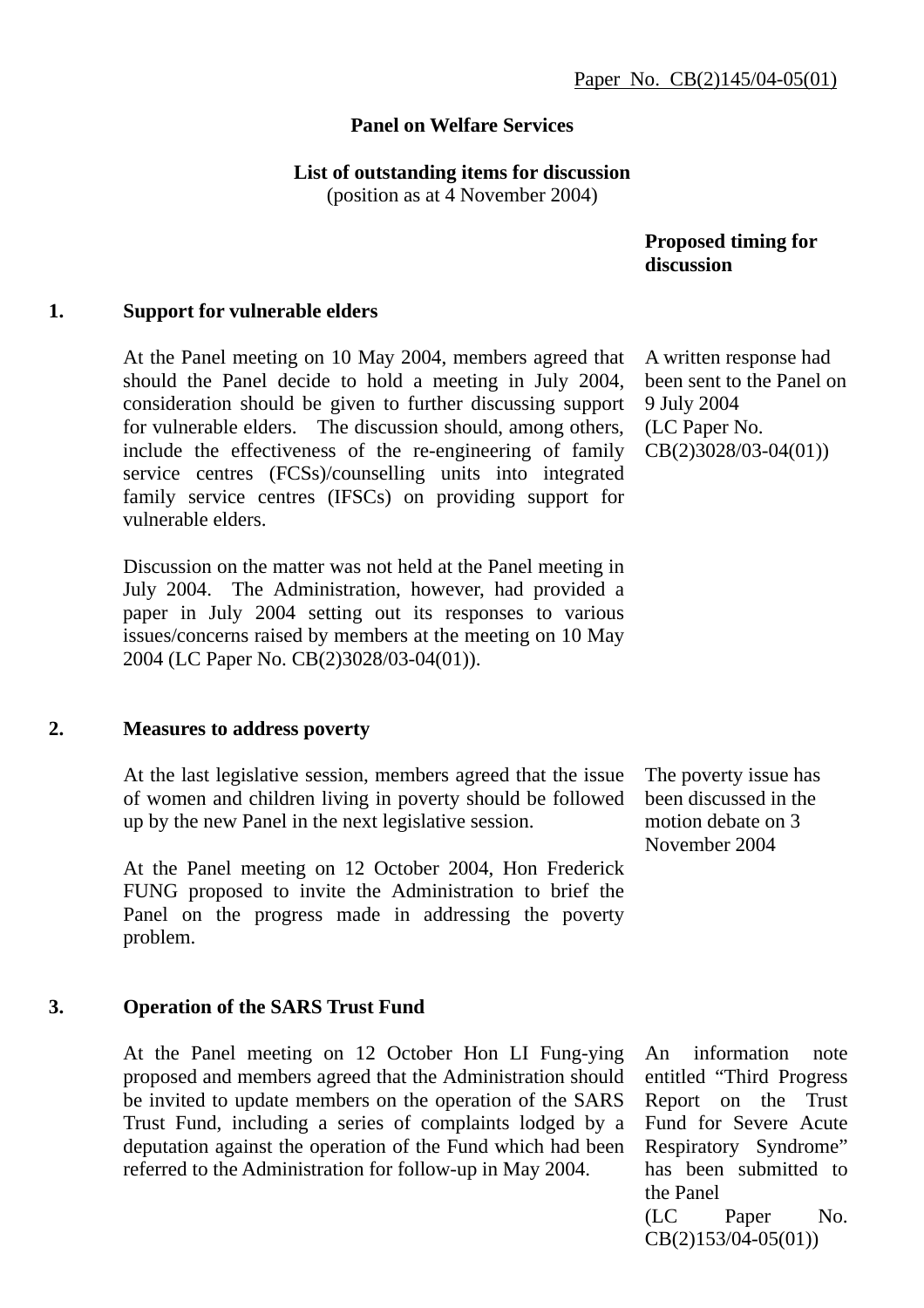Paper No. CB(2)145/04-05(01)

**Panel on Welfare Services**

**List of outstanding items for discussion**
(position as at 4 November 2004)

| | Item | Proposed timing for discussion |
|---|---|---|
| **1.** | **Support for vulnerable elders** | |
| | At the Panel meeting on 10 May 2004, members agreed that should the Panel decide to hold a meeting in July 2004, consideration should be given to further discussing support for vulnerable elders. The discussion should, among others, include the effectiveness of the re-engineering of family service centres (FCSs)/counselling units into integrated family service centres (IFSCs) on providing support for vulnerable elders.<br><br>Discussion on the matter was not held at the Panel meeting in July 2004. The Administration, however, had provided a paper in July 2004 setting out its responses to various issues/concerns raised by members at the meeting on 10 May 2004 (LC Paper No. CB(2)3028/03-04(01)). | A written response had been sent to the Panel on 9 July 2004 (LC Paper No. CB(2)3028/03-04(01)) |
| **2.** | **Measures to address poverty** | |
| | At the last legislative session, members agreed that the issue of women and children living in poverty should be followed up by the new Panel in the next legislative session.<br><br>At the Panel meeting on 12 October 2004, Hon Frederick FUNG proposed to invite the Administration to brief the Panel on the progress made in addressing the poverty problem. | The poverty issue has been discussed in the motion debate on 3 November 2004 |
| **3.** | **Operation of the SARS Trust Fund** | |
| | At the Panel meeting on 12 October Hon LI Fung-ying proposed and members agreed that the Administration should be invited to update members on the operation of the SARS Trust Fund, including a series of complaints lodged by a deputation against the operation of the Fund which had been referred to the Administration for follow-up in May 2004. | An information note entitled "Third Progress Report on the Trust Fund for Severe Acute Respiratory Syndrome" has been submitted to the Panel (LC Paper No. CB(2)153/04-05(01)) |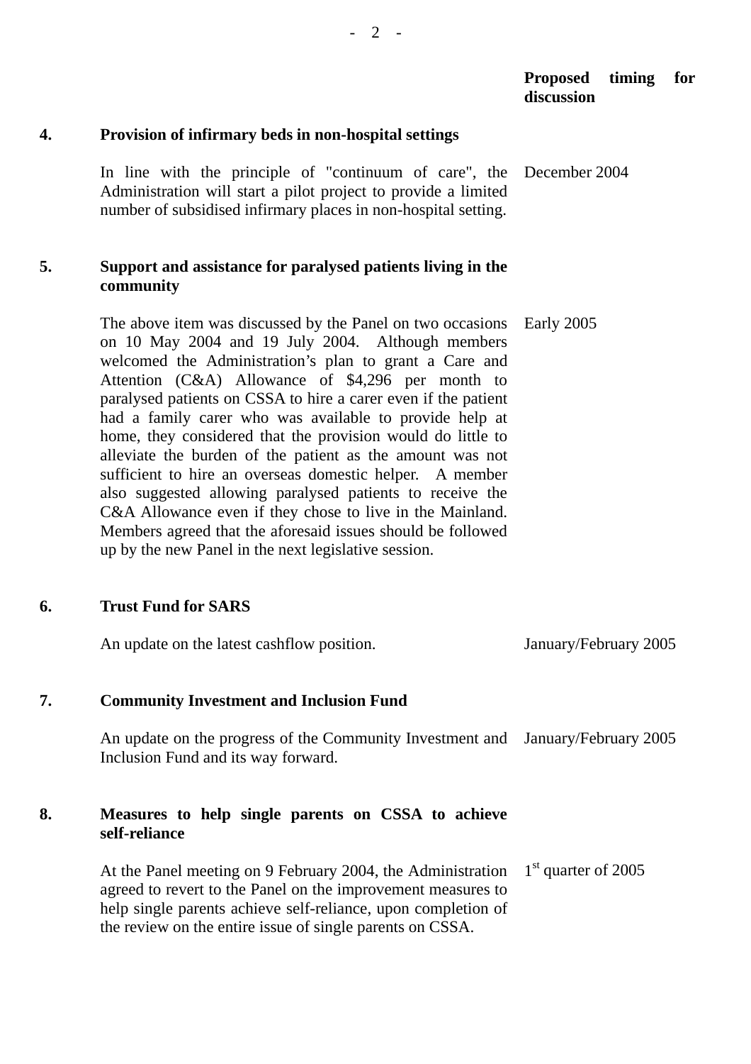| | | Proposed timing for discussion |
|---|---|---|
| **4.** | **Provision of infirmary beds in non-hospital settings** | |
| | In line with the principle of "continuum of care", the Administration will start a pilot project to provide a limited number of subsidised infirmary places in non-hospital setting. | December 2004 |
| **5.** | **Support and assistance for paralysed patients living in the community** | |
| | The above item was discussed by the Panel on two occasions on 10 May 2004 and 19 July 2004. Although members welcomed the Administration's plan to grant a Care and Attention (C&A) Allowance of $4,296 per month to paralysed patients on CSSA to hire a carer even if the patient had a family carer who was available to provide help at home, they considered that the provision would do little to alleviate the burden of the patient as the amount was not sufficient to hire an overseas domestic helper. A member also suggested allowing paralysed patients to receive the C&A Allowance even if they chose to live in the Mainland. Members agreed that the aforesaid issues should be followed up by the new Panel in the next legislative session. | Early 2005 |
| **6.** | **Trust Fund for SARS** | |
| | An update on the latest cashflow position. | January/February 2005 |
| **7.** | **Community Investment and Inclusion Fund** | |
| | An update on the progress of the Community Investment and Inclusion Fund and its way forward. | January/February 2005 |
| **8.** | **Measures to help single parents on CSSA to achieve self-reliance** | |
| | At the Panel meeting on 9 February 2004, the Administration agreed to revert to the Panel on the improvement measures to help single parents achieve self-reliance, upon completion of the review on the entire issue of single parents on CSSA. | 1st quarter of 2005 |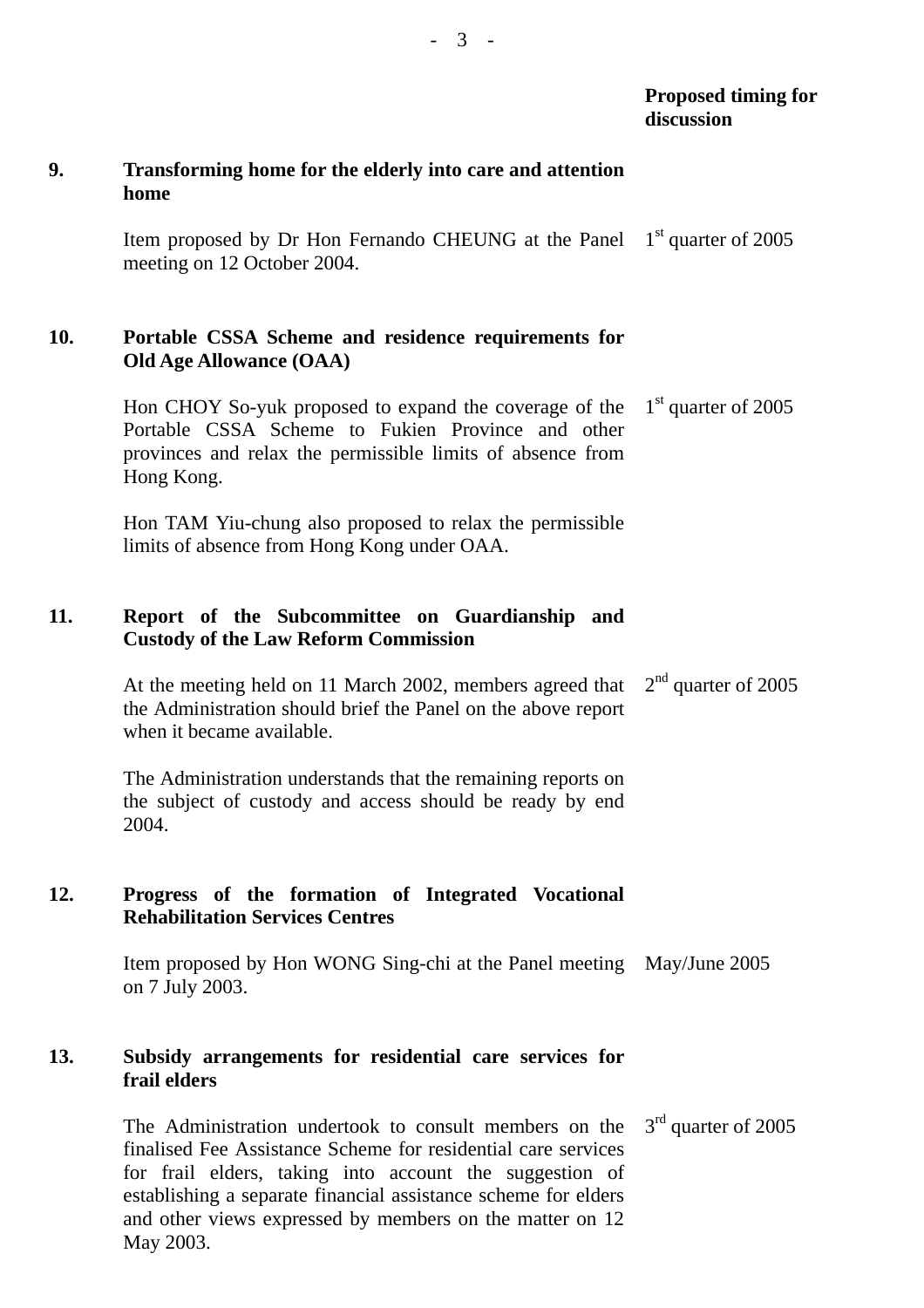| | | Proposed timing for discussion |
|---|---|---|
| **9.** | **Transforming home for the elderly into care and attention home** | |
| | Item proposed by Dr Hon Fernando CHEUNG at the Panel meeting on 12 October 2004. | 1st quarter of 2005 |
| **10.** | **Portable CSSA Scheme and residence requirements for Old Age Allowance (OAA)** | |
| | Hon CHOY So-yuk proposed to expand the coverage of the Portable CSSA Scheme to Fukien Province and other provinces and relax the permissible limits of absence from Hong Kong.<br><br>Hon TAM Yiu-chung also proposed to relax the permissible limits of absence from Hong Kong under OAA. | 1st quarter of 2005 |
| **11.** | **Report of the Subcommittee on Guardianship and Custody of the Law Reform Commission** | |
| | At the meeting held on 11 March 2002, members agreed that the Administration should brief the Panel on the above report when it became available.<br><br>The Administration understands that the remaining reports on the subject of custody and access should be ready by end 2004. | 2nd quarter of 2005 |
| **12.** | **Progress of the formation of Integrated Vocational Rehabilitation Services Centres** | |
| | Item proposed by Hon WONG Sing-chi at the Panel meeting on 7 July 2003. | May/June 2005 |
| **13.** | **Subsidy arrangements for residential care services for frail elders** | |
| | The Administration undertook to consult members on the finalised Fee Assistance Scheme for residential care services for frail elders, taking into account the suggestion of establishing a separate financial assistance scheme for elders and other views expressed by members on the matter on 12 May 2003. | 3rd quarter of 2005 |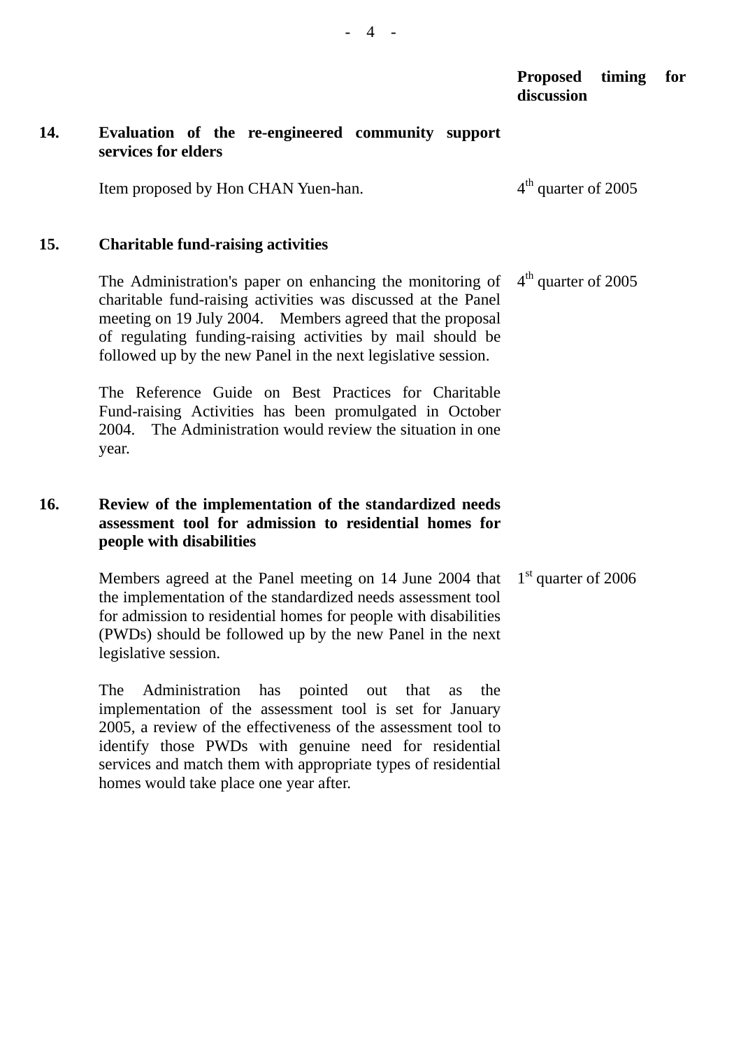| | | Proposed timing for discussion |
|---|---|---|
| **14.** | **Evaluation of the re-engineered community support services for elders** | |
| | Item proposed by Hon CHAN Yuen-han. | 4th quarter of 2005 |
| **15.** | **Charitable fund-raising activities** | |
| | The Administration's paper on enhancing the monitoring of charitable fund-raising activities was discussed at the Panel meeting on 19 July 2004. Members agreed that the proposal of regulating funding-raising activities by mail should be followed up by the new Panel in the next legislative session. | 4th quarter of 2005 |
| | The Reference Guide on Best Practices for Charitable Fund-raising Activities has been promulgated in October 2004. The Administration would review the situation in one year. | |
| **16.** | **Review of the implementation of the standardized needs assessment tool for admission to residential homes for people with disabilities** | |
| | Members agreed at the Panel meeting on 14 June 2004 that the implementation of the standardized needs assessment tool for admission to residential homes for people with disabilities (PWDs) should be followed up by the new Panel in the next legislative session. | 1st quarter of 2006 |
| | The Administration has pointed out that as the implementation of the assessment tool is set for January 2005, a review of the effectiveness of the assessment tool to identify those PWDs with genuine need for residential services and match them with appropriate types of residential homes would take place one year after. | |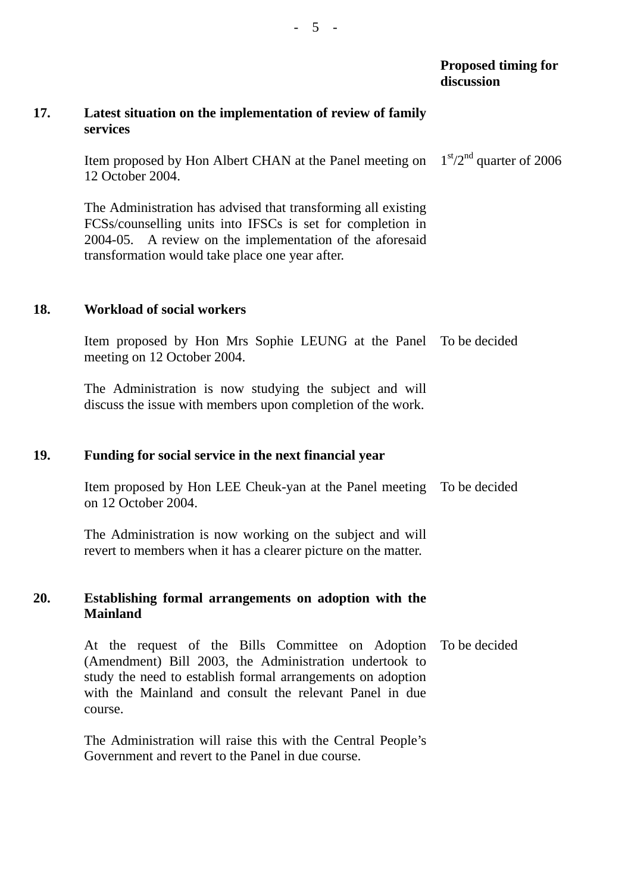| | | Proposed timing for discussion |
|---|---|---|
| **17.** | **Latest situation on the implementation of review of family services** | |
| | Item proposed by Hon Albert CHAN at the Panel meeting on 12 October 2004. | 1st/2nd quarter of 2006 |
| | The Administration has advised that transforming all existing FCSs/counselling units into IFSCs is set for completion in 2004-05. A review on the implementation of the aforesaid transformation would take place one year after. | |
| **18.** | **Workload of social workers** | |
| | Item proposed by Hon Mrs Sophie LEUNG at the Panel meeting on 12 October 2004. | To be decided |
| | The Administration is now studying the subject and will discuss the issue with members upon completion of the work. | |
| **19.** | **Funding for social service in the next financial year** | |
| | Item proposed by Hon LEE Cheuk-yan at the Panel meeting on 12 October 2004. | To be decided |
| | The Administration is now working on the subject and will revert to members when it has a clearer picture on the matter. | |
| **20.** | **Establishing formal arrangements on adoption with the Mainland** | |
| | At the request of the Bills Committee on Adoption (Amendment) Bill 2003, the Administration undertook to study the need to establish formal arrangements on adoption with the Mainland and consult the relevant Panel in due course. | To be decided |
| | The Administration will raise this with the Central People's Government and revert to the Panel in due course. | |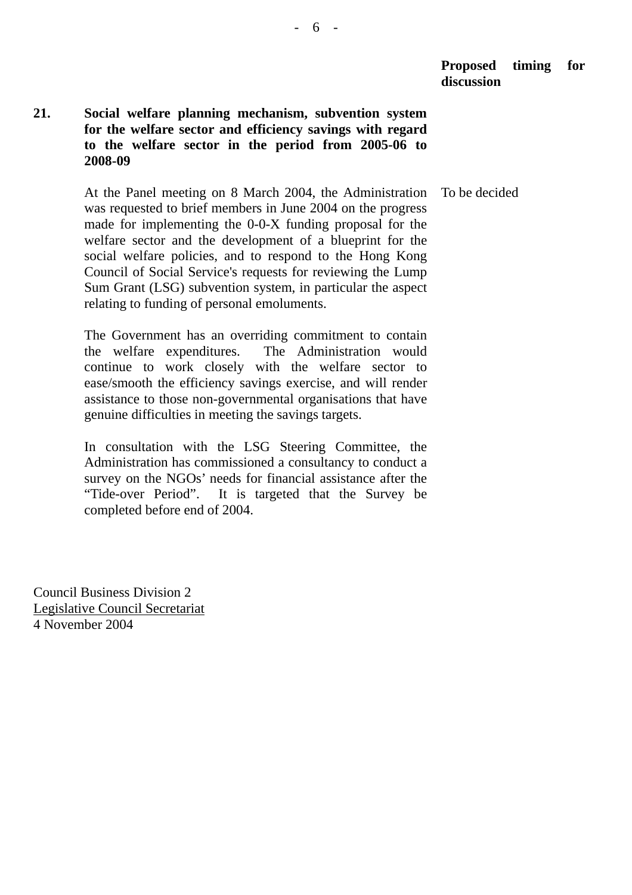| | Proposed timing for discussion |
|---|---|
| **21. Social welfare planning mechanism, subvention system for the welfare sector and efficiency savings with regard to the welfare sector in the period from 2005-06 to 2008-09** | |
| At the Panel meeting on 8 March 2004, the Administration was requested to brief members in June 2004 on the progress made for implementing the 0-0-X funding proposal for the welfare sector and the development of a blueprint for the social welfare policies, and to respond to the Hong Kong Council of Social Service's requests for reviewing the Lump Sum Grant (LSG) subvention system, in particular the aspect relating to funding of personal emoluments. | To be decided |
| The Government has an overriding commitment to contain the welfare expenditures. The Administration would continue to work closely with the welfare sector to ease/smooth the efficiency savings exercise, and will render assistance to those non-governmental organisations that have genuine difficulties in meeting the savings targets. | |
| In consultation with the LSG Steering Committee, the Administration has commissioned a consultancy to conduct a survey on the NGOs' needs for financial assistance after the "Tide-over Period". It is targeted that the Survey be completed before end of 2004. | |

Council Business Division 2
Legislative Council Secretariat
4 November 2004